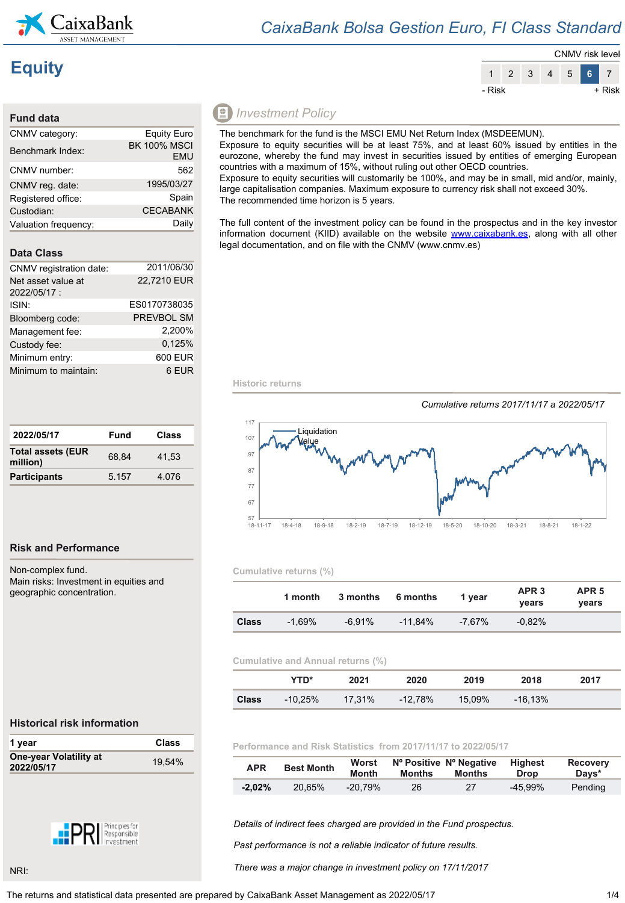# CaixaBank Bolsa Gestion Euro, FI Class Standard

## Equity

CNMV risk level

| 1 | 2 | 3 | 4 | 5 | **6** | 7 |
|---|---|---|---|---|---|---|

- Risk … + Risk

## Fund data

| | |
|---|---|
| CNMV category: | Equity Euro |
| Benchmark Index: | BK 100% MSCI EMU |
| CNMV number: | 562 |
| CNMV reg. date: | 1995/03/27 |
| Registered office: | Spain |
| Custodian: | CECABANK |
| Valuation frequency: | Daily |

## Data Class

| | |
|---|---|
| CNMV registration date: | 2011/06/30 |
| Net asset value at 2022/05/17 : | 22,7210 EUR |
| ISIN: | ES0170738035 |
| Bloomberg code: | PREVBOL SM |
| Management fee: | 2,200% |
| Custody fee: | 0,125% |
| Minimum entry: | 600 EUR |
| Minimum to maintain: | 6 EUR |

| 2022/05/17 | Fund | Class |
|---|---|---|
| **Total assets (EUR million)** | 68,84 | 41,53 |
| **Participants** | 5.157 | 4.076 |

## Risk and Performance

Non-complex fund.
Main risks: Investment in equities and geographic concentration.

## Historical risk information

| 1 year | Class |
|---|---|
| **One-year Volatility at 2022/05/17** | 19,54% |

NRI:

## Investment Policy

The benchmark for the fund is the MSCI EMU Net Return Index (MSDEEMUN).
Exposure to equity securities will be at least 75%, and at least 60% issued by entities in the eurozone, whereby the fund may invest in securities issued by entities of emerging European countries with a maximum of 15%, without ruling out other OECD countries.
Exposure to equity securities will customarily be 100%, and may be in small, mid and/or, mainly, large capitalisation companies. Maximum exposure to currency risk shall not exceed 30%.
The recommended time horizon is 5 years.

The full content of the investment policy can be found in the prospectus and in the key investor information document (KIID) available on the website www.caixabank.es, along with all other legal documentation, and on file with the CNMV (www.cnmv.es)

### Historic returns

*Cumulative returns 2017/11/17 a 2022/05/17*

### Cumulative returns (%)

| | 1 month | 3 months | 6 months | 1 year | APR 3 years | APR 5 years |
|---|---|---|---|---|---|---|
| **Class** | -1,69% | -6,91% | -11,84% | -7,67% | -0,82% | |

### Cumulative and Annual returns (%)

| | YTD* | 2021 | 2020 | 2019 | 2018 | 2017 |
|---|---|---|---|---|---|---|
| **Class** | -10,25% | 17,31% | -12,78% | 15,09% | -16,13% | |

### Performance and Risk Statistics from 2017/11/17 to 2022/05/17

| APR | Best Month | Worst Month | Nº Positive Months | Nº Negative Months | Highest Drop | Recovery Days* |
|---|---|---|---|---|---|---|
| **-2,02%** | 20,65% | -20,79% | 26 | 27 | -45,99% | Pending |

*Details of indirect fees charged are provided in the Fund prospectus.*

*Past performance is not a reliable indicator of future results.*

*There was a major change in investment policy on 17/11/2017*

The returns and statistical data presented are prepared by CaixaBank Asset Management as 2022/05/17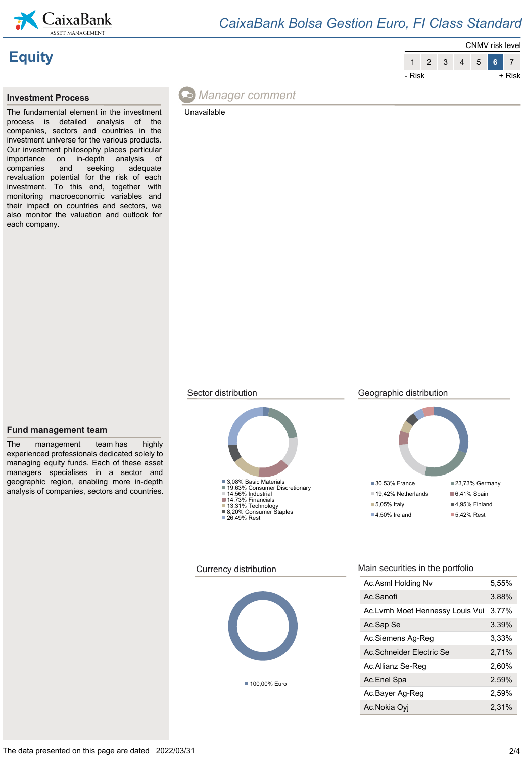## Equity

CNMV risk level

| 1 | 2 | 3 | 4 | 5 | **6** | 7 |
|---|---|---|---|---|---|---|

- Risk + Risk

### Investment Process

The fundamental element in the investment process is detailed analysis of the companies, sectors and countries in the investment universe for the various products. Our investment philosophy places particular importance on in-depth analysis of companies and seeking adequate revaluation potential for the risk of each investment. To this end, together with monitoring macroeconomic variables and their impact on countries and sectors, we also monitor the valuation and outlook for each company.

### Fund management team

The management team has highly experienced professionals dedicated solely to managing equity funds. Each of these asset managers specialises in a sector and geographic region, enabling more in-depth analysis of companies, sectors and countries.

### Manager comment

Unavailable

### Sector distribution

- 3,08% Basic Materials
- 19,63% Consumer Discretionary
- 14,56% Industrial
- 14,73% Financials
- 13,31% Technology
- 8,20% Consumer Staples
- 26,49% Rest

### Geographic distribution

- 30,53% France
- 23,73% Germany
- 19,42% Netherlands
- 6,41% Spain
- 5,05% Italy
- 4,95% Finland
- 4,50% Ireland
- 5,42% Rest

### Currency distribution

- 100,00% Euro

### Main securities in the portfolio

| Security | % |
|---|---|
| Ac.Asml Holding Nv | 5,55% |
| Ac.Sanofi | 3,88% |
| Ac.Lvmh Moet Hennessy Louis Vui | 3,77% |
| Ac.Sap Se | 3,39% |
| Ac.Siemens Ag-Reg | 3,33% |
| Ac.Schneider Electric Se | 2,71% |
| Ac.Allianz Se-Reg | 2,60% |
| Ac.Enel Spa | 2,59% |
| Ac.Bayer Ag-Reg | 2,59% |
| Ac.Nokia Oyj | 2,31% |

The data presented on this page are dated 2022/03/31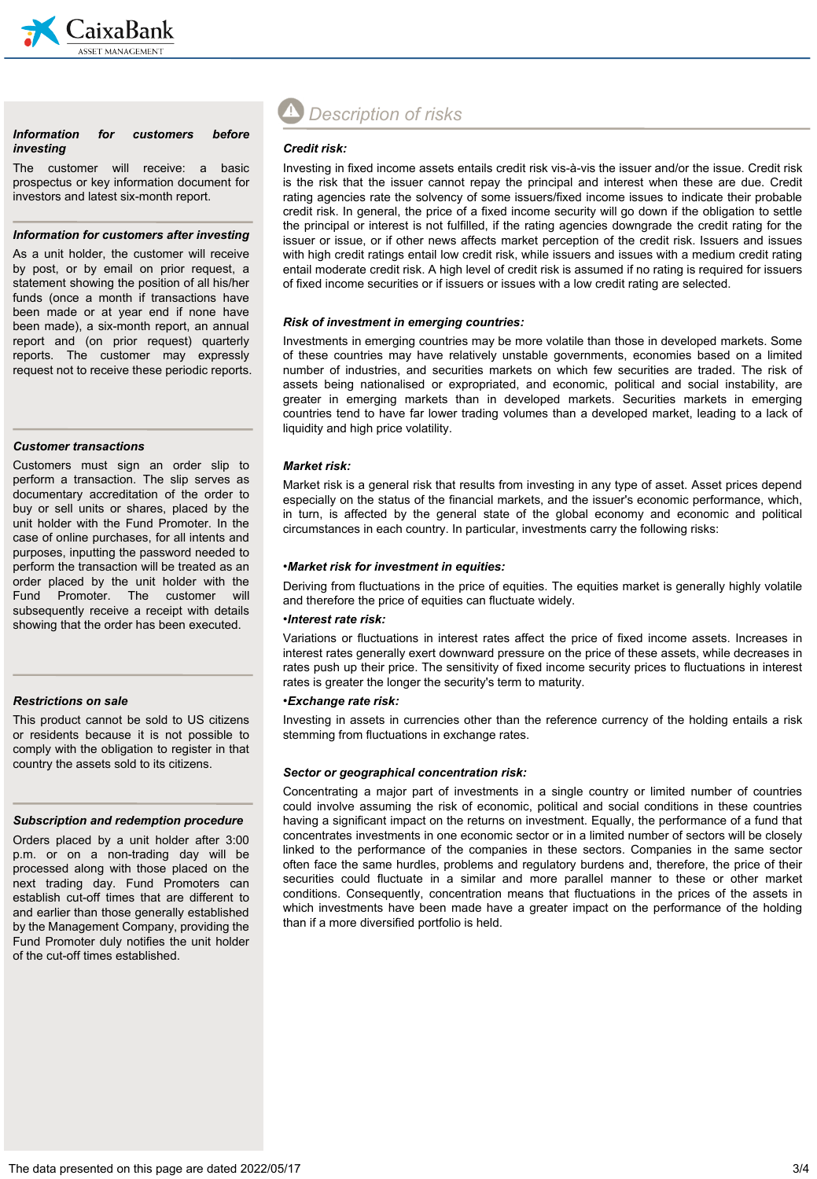### Information for customers before investing

The customer will receive: a basic prospectus or key information document for investors and latest six-month report.

### Information for customers after investing

As a unit holder, the customer will receive by post, or by email on prior request, a statement showing the position of all his/her funds (once a month if transactions have been made or at year end if none have been made), a six-month report, an annual report and (on prior request) quarterly reports. The customer may expressly request not to receive these periodic reports.

### Customer transactions

Customers must sign an order slip to perform a transaction. The slip serves as documentary accreditation of the order to buy or sell units or shares, placed by the unit holder with the Fund Promoter. In the case of online purchases, for all intents and purposes, inputting the password needed to perform the transaction will be treated as an order placed by the unit holder with the Fund Promoter. The customer will subsequently receive a receipt with details showing that the order has been executed.

### Restrictions on sale

This product cannot be sold to US citizens or residents because it is not possible to comply with the obligation to register in that country the assets sold to its citizens.

### Subscription and redemption procedure

Orders placed by a unit holder after 3:00 p.m. or on a non-trading day will be processed along with those placed on the next trading day. Fund Promoters can establish cut-off times that are different to and earlier than those generally established by the Management Company, providing the Fund Promoter duly notifies the unit holder of the cut-off times established.

## Description of risks

### Credit risk:

Investing in fixed income assets entails credit risk vis-à-vis the issuer and/or the issue. Credit risk is the risk that the issuer cannot repay the principal and interest when these are due. Credit rating agencies rate the solvency of some issuers/fixed income issues to indicate their probable credit risk. In general, the price of a fixed income security will go down if the obligation to settle the principal or interest is not fulfilled, if the rating agencies downgrade the credit rating for the issuer or issue, or if other news affects market perception of the credit risk. Issuers and issues with high credit ratings entail low credit risk, while issuers and issues with a medium credit rating entail moderate credit risk. A high level of credit risk is assumed if no rating is required for issuers of fixed income securities or if issuers or issues with a low credit rating are selected.

### Risk of investment in emerging countries:

Investments in emerging countries may be more volatile than those in developed markets. Some of these countries may have relatively unstable governments, economies based on a limited number of industries, and securities markets on which few securities are traded. The risk of assets being nationalised or expropriated, and economic, political and social instability, are greater in emerging markets than in developed markets. Securities markets in emerging countries tend to have far lower trading volumes than a developed market, leading to a lack of liquidity and high price volatility.

### Market risk:

Market risk is a general risk that results from investing in any type of asset. Asset prices depend especially on the status of the financial markets, and the issuer's economic performance, which, in turn, is affected by the general state of the global economy and economic and political circumstances in each country. In particular, investments carry the following risks:

***•Market risk for investment in equities:***

Deriving from fluctuations in the price of equities. The equities market is generally highly volatile and therefore the price of equities can fluctuate widely.

***•Interest rate risk:***

Variations or fluctuations in interest rates affect the price of fixed income assets. Increases in interest rates generally exert downward pressure on the price of these assets, while decreases in rates push up their price. The sensitivity of fixed income security prices to fluctuations in interest rates is greater the longer the security's term to maturity.

***•Exchange rate risk:***

Investing in assets in currencies other than the reference currency of the holding entails a risk stemming from fluctuations in exchange rates.

### Sector or geographical concentration risk:

Concentrating a major part of investments in a single country or limited number of countries could involve assuming the risk of economic, political and social conditions in these countries having a significant impact on the returns on investment. Equally, the performance of a fund that concentrates investments in one economic sector or in a limited number of sectors will be closely linked to the performance of the companies in these sectors. Companies in the same sector often face the same hurdles, problems and regulatory burdens and, therefore, the price of their securities could fluctuate in a similar and more parallel manner to these or other market conditions. Consequently, concentration means that fluctuations in the prices of the assets in which investments have been made have a greater impact on the performance of the holding than if a more diversified portfolio is held.

The data presented on this page are dated 2022/05/17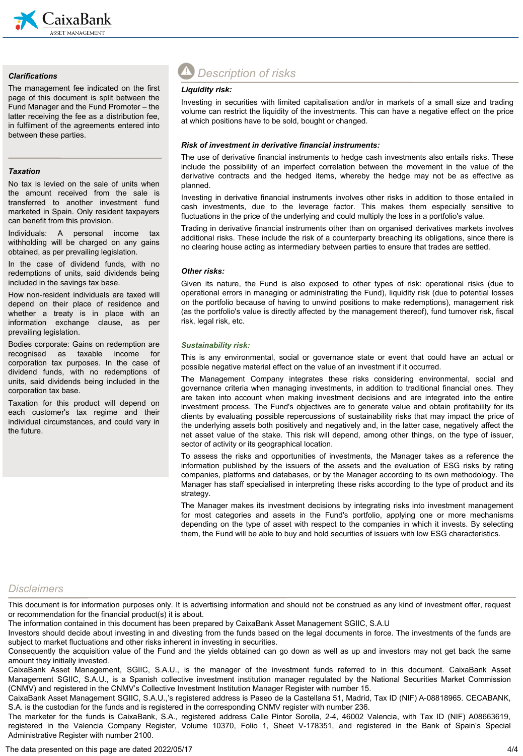### *Clarifications*

The management fee indicated on the first page of this document is split between the Fund Manager and the Fund Promoter – the latter receiving the fee as a distribution fee, in fulfilment of the agreements entered into between these parties.

### *Taxation*

No tax is levied on the sale of units when the amount received from the sale is transferred to another investment fund marketed in Spain. Only resident taxpayers can benefit from this provision.

Individuals: A personal income tax withholding will be charged on any gains obtained, as per prevailing legislation.

In the case of dividend funds, with no redemptions of units, said dividends being included in the savings tax base.

How non-resident individuals are taxed will depend on their place of residence and whether a treaty is in place with an information exchange clause, as per prevailing legislation.

Bodies corporate: Gains on redemption are recognised as taxable income for corporation tax purposes. In the case of dividend funds, with no redemptions of units, said dividends being included in the corporation tax base.

Taxation for this product will depend on each customer's tax regime and their individual circumstances, and could vary in the future.

## *Description of risks*

### *Liquidity risk:*

Investing in securities with limited capitalisation and/or in markets of a small size and trading volume can restrict the liquidity of the investments. This can have a negative effect on the price at which positions have to be sold, bought or changed.

### *Risk of investment in derivative financial instruments:*

The use of derivative financial instruments to hedge cash investments also entails risks. These include the possibility of an imperfect correlation between the movement in the value of the derivative contracts and the hedged items, whereby the hedge may not be as effective as planned.

Investing in derivative financial instruments involves other risks in addition to those entailed in cash investments, due to the leverage factor. This makes them especially sensitive to fluctuations in the price of the underlying and could multiply the loss in a portfolio's value.

Trading in derivative financial instruments other than on organised derivatives markets involves additional risks. These include the risk of a counterparty breaching its obligations, since there is no clearing house acting as intermediary between parties to ensure that trades are settled.

### *Other risks:*

Given its nature, the Fund is also exposed to other types of risk: operational risks (due to operational errors in managing or administrating the Fund), liquidity risk (due to potential losses on the portfolio because of having to unwind positions to make redemptions), management risk (as the portfolio's value is directly affected by the management thereof), fund turnover risk, fiscal risk, legal risk, etc.

### *Sustainability risk:*

This is any environmental, social or governance state or event that could have an actual or possible negative material effect on the value of an investment if it occurred.

The Management Company integrates these risks considering environmental, social and governance criteria when managing investments, in addition to traditional financial ones. They are taken into account when making investment decisions and are integrated into the entire investment process. The Fund's objectives are to generate value and obtain profitability for its clients by evaluating possible repercussions of sustainability risks that may impact the price of the underlying assets both positively and negatively and, in the latter case, negatively affect the net asset value of the stake. This risk will depend, among other things, on the type of issuer, sector of activity or its geographical location.

To assess the risks and opportunities of investments, the Manager takes as a reference the information published by the issuers of the assets and the evaluation of ESG risks by rating companies, platforms and databases, or by the Manager according to its own methodology. The Manager has staff specialised in interpreting these risks according to the type of product and its strategy.

The Manager makes its investment decisions by integrating risks into investment management for most categories and assets in the Fund's portfolio, applying one or more mechanisms depending on the type of asset with respect to the companies in which it invests. By selecting them, the Fund will be able to buy and hold securities of issuers with low ESG characteristics.

## *Disclaimers*

This document is for information purposes only. It is advertising information and should not be construed as any kind of investment offer, request or recommendation for the financial product(s) it is about.
The information contained in this document has been prepared by CaixaBank Asset Management SGIIC, S.A.U
Investors should decide about investing in and divesting from the funds based on the legal documents in force. The investments of the funds are subject to market fluctuations and other risks inherent in investing in securities.
Consequently the acquisition value of the Fund and the yields obtained can go down as well as up and investors may not get back the same amount they initially invested.
CaixaBank Asset Management, SGIIC, S.A.U., is the manager of the investment funds referred to in this document. CaixaBank Asset Management SGIIC, S.A.U., is a Spanish collective investment institution manager regulated by the National Securities Market Commission (CNMV) and registered in the CNMV's Collective Investment Institution Manager Register with number 15.
CaixaBank Asset Management SGIIC, S.A.U.,'s registered address is Paseo de la Castellana 51, Madrid, Tax ID (NIF) A-08818965. CECABANK, S.A. is the custodian for the funds and is registered in the corresponding CNMV register with number 236.
The marketer for the funds is CaixaBank, S.A., registered address Calle Pintor Sorolla, 2-4, 46002 Valencia, with Tax ID (NIF) A08663619, registered in the Valencia Company Register, Volume 10370, Folio 1, Sheet V-178351, and registered in the Bank of Spain's Special Administrative Register with number 2100.

The data presented on this page are dated 2022/05/17